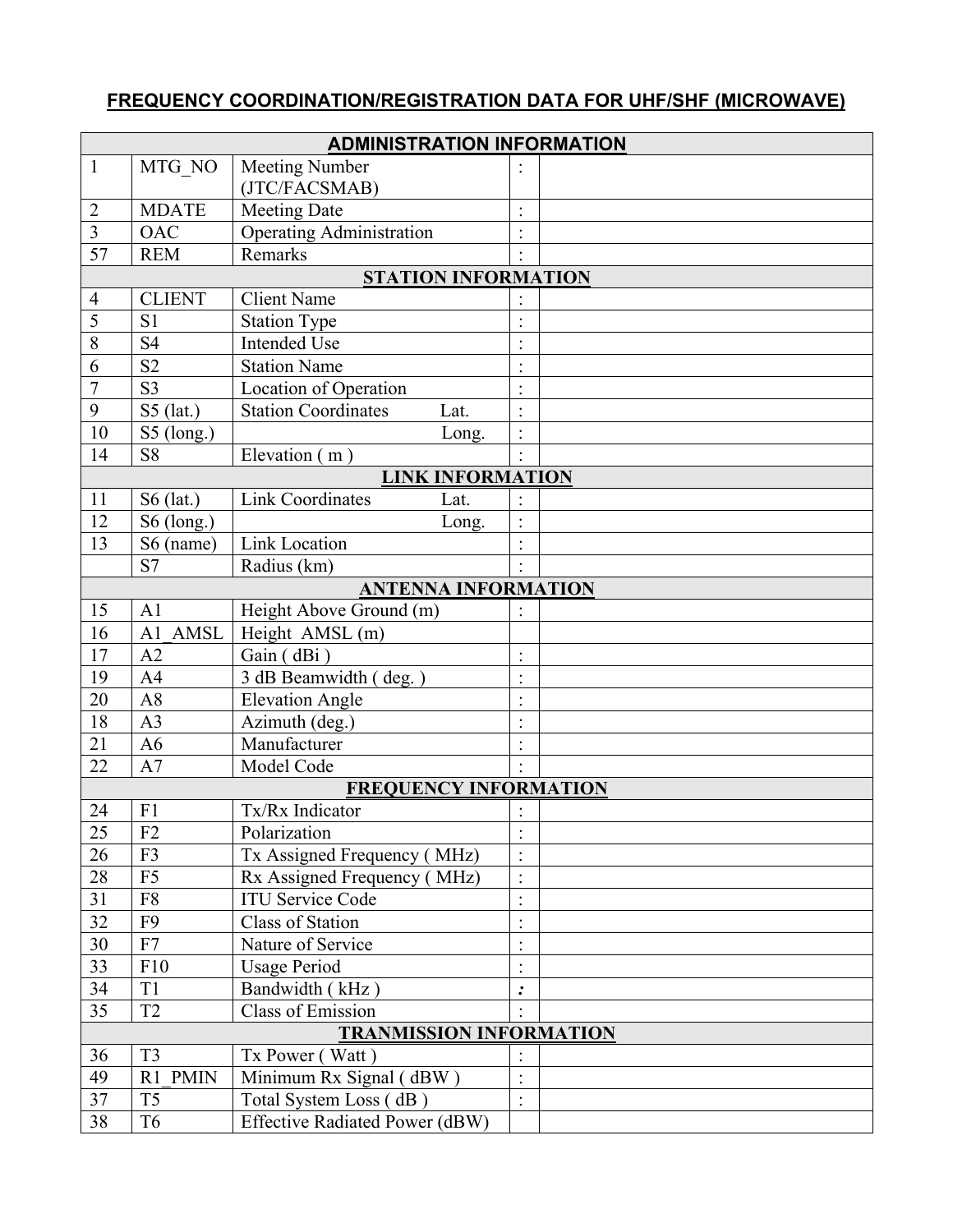## FREQUENCY COORDINATION/REGISTRATION DATA FOR UHF/SHF (MICROWAVE)

| | | | | |
|---|---|---|---|---|
| **ADMINISTRATION INFORMATION** | | | | |
| 1 | MTG_NO | Meeting Number (JTC/FACSMAB) | : | |
| 2 | MDATE | Meeting Date | : | |
| 3 | OAC | Operating Administration | : | |
| 57 | REM | Remarks | : | |
| **STATION INFORMATION** | | | | |
| 4 | CLIENT | Client Name | : | |
| 5 | S1 | Station Type | : | |
| 8 | S4 | Intended Use | : | |
| 6 | S2 | Station Name | : | |
| 7 | S3 | Location of Operation | : | |
| 9 | S5 (lat.) | Station Coordinates Lat. | : | |
| 10 | S5 (long.) | Long. | : | |
| 14 | S8 | Elevation ( m ) | : | |
| **LINK INFORMATION** | | | | |
| 11 | S6 (lat.) | Link Coordinates Lat. | : | |
| 12 | S6 (long.) | Long. | : | |
| 13 | S6 (name) | Link Location | : | |
| | S7 | Radius (km) | : | |
| **ANTENNA INFORMATION** | | | | |
| 15 | A1 | Height Above Ground (m) | : | |
| 16 | A1_AMSL | Height AMSL (m) | | |
| 17 | A2 | Gain ( dBi ) | : | |
| 19 | A4 | 3 dB Beamwidth ( deg. ) | : | |
| 20 | A8 | Elevation Angle | : | |
| 18 | A3 | Azimuth (deg.) | : | |
| 21 | A6 | Manufacturer | : | |
| 22 | A7 | Model Code | : | |
| **FREQUENCY INFORMATION** | | | | |
| 24 | F1 | Tx/Rx Indicator | : | |
| 25 | F2 | Polarization | : | |
| 26 | F3 | Tx Assigned Frequency ( MHz) | : | |
| 28 | F5 | Rx Assigned Frequency ( MHz) | : | |
| 31 | F8 | ITU Service Code | : | |
| 32 | F9 | Class of Station | : | |
| 30 | F7 | Nature of Service | : | |
| 33 | F10 | Usage Period | : | |
| 34 | T1 | Bandwidth ( kHz ) | : | |
| 35 | T2 | Class of Emission | : | |
| **TRANMISSION INFORMATION** | | | | |
| 36 | T3 | Tx Power ( Watt ) | : | |
| 49 | R1_PMIN | Minimum Rx Signal ( dBW ) | : | |
| 37 | T5 | Total System Loss ( dB ) | : | |
| 38 | T6 | Effective Radiated Power (dBW) | | |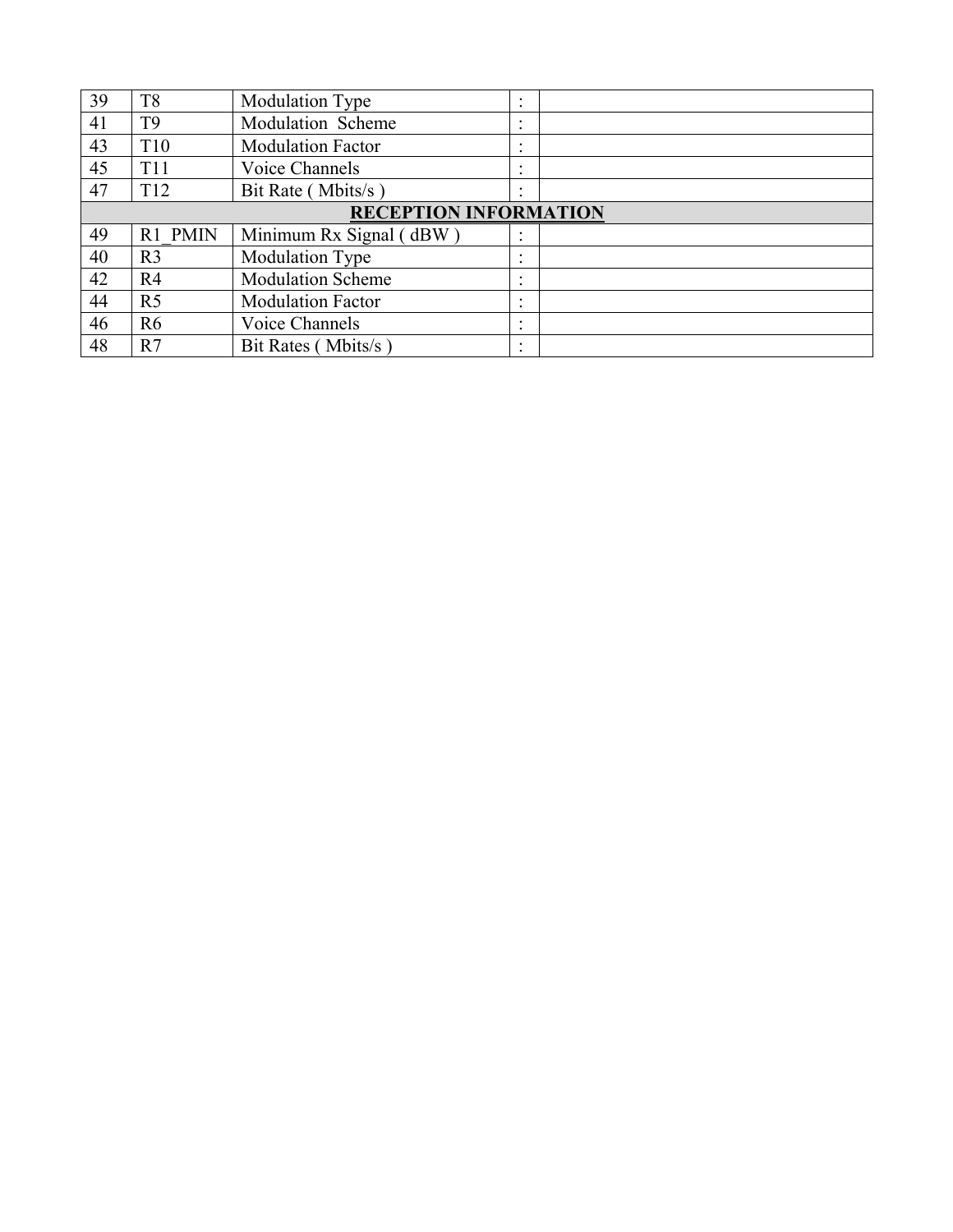| | | | | |
|---|---|---|---|---|
| 39 | T8 | Modulation Type | : | |
| 41 | T9 | Modulation Scheme | : | |
| 43 | T10 | Modulation Factor | : | |
| 45 | T11 | Voice Channels | : | |
| 47 | T12 | Bit Rate ( Mbits/s ) | : | |
| **RECEPTION INFORMATION** | | | | |
| 49 | R1_PMIN | Minimum Rx Signal ( dBW ) | : | |
| 40 | R3 | Modulation Type | : | |
| 42 | R4 | Modulation Scheme | : | |
| 44 | R5 | Modulation Factor | : | |
| 46 | R6 | Voice Channels | : | |
| 48 | R7 | Bit Rates ( Mbits/s ) | : | |